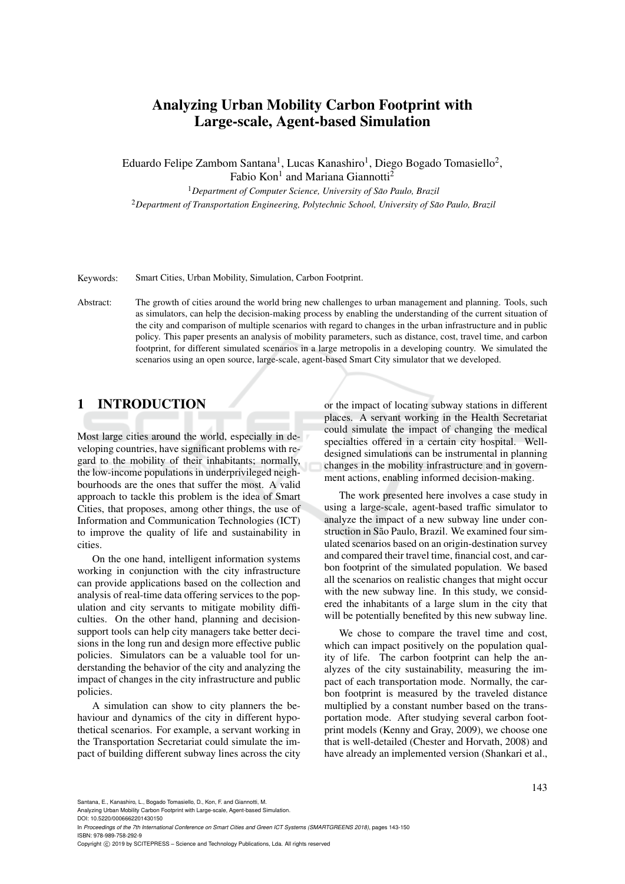# Analyzing Urban Mobility Carbon Footprint with Large-scale, Agent-based Simulation

Eduardo Felipe Zambom Santana[1], Lucas Kanashiro[1], Diego Bogado Tomasiello[2], Fabio Kon[1] and Mariana Giannotti[2]

[1]*Department of Computer Science, University of São Paulo, Brazil*

[2]*Department of Transportation Engineering, Polytechnic School, University of São Paulo, Brazil*

Keywords: Smart Cities, Urban Mobility, Simulation, Carbon Footprint.

Abstract: The growth of cities around the world bring new challenges to urban management and planning. Tools, such as simulators, can help the decision-making process by enabling the understanding of the current situation of the city and comparison of multiple scenarios with regard to changes in the urban infrastructure and in public policy. This paper presents an analysis of mobility parameters, such as distance, cost, travel time, and carbon footprint, for different simulated scenarios in a large metropolis in a developing country. We simulated the scenarios using an open source, large-scale, agent-based Smart City simulator that we developed.

## 1 INTRODUCTION

Most large cities around the world, especially in developing countries, have significant problems with regard to the mobility of their inhabitants; normally, the low-income populations in underprivileged neighbourhoods are the ones that suffer the most. A valid approach to tackle this problem is the idea of Smart Cities, that proposes, among other things, the use of Information and Communication Technologies (ICT) to improve the quality of life and sustainability in cities.

On the one hand, intelligent information systems working in conjunction with the city infrastructure can provide applications based on the collection and analysis of real-time data offering services to the population and city servants to mitigate mobility difficulties. On the other hand, planning and decision-support tools can help city managers take better decisions in the long run and design more effective public policies. Simulators can be a valuable tool for understanding the behavior of the city and analyzing the impact of changes in the city infrastructure and public policies.

A simulation can show to city planners the behaviour and dynamics of the city in different hypothetical scenarios. For example, a servant working in the Transportation Secretariat could simulate the impact of building different subway lines across the city or the impact of locating subway stations in different places. A servant working in the Health Secretariat could simulate the impact of changing the medical specialties offered in a certain city hospital. Well-designed simulations can be instrumental in planning changes in the mobility infrastructure and in government actions, enabling informed decision-making.

The work presented here involves a case study in using a large-scale, agent-based traffic simulator to analyze the impact of a new subway line under construction in São Paulo, Brazil. We examined four simulated scenarios based on an origin-destination survey and compared their travel time, financial cost, and carbon footprint of the simulated population. We based all the scenarios on realistic changes that might occur with the new subway line. In this study, we considered the inhabitants of a large slum in the city that will be potentially benefited by this new subway line.

We chose to compare the travel time and cost, which can impact positively on the population quality of life. The carbon footprint can help the analyzes of the city sustainability, measuring the impact of each transportation mode. Normally, the carbon footprint is measured by the traveled distance multiplied by a constant number based on the transportation mode. After studying several carbon footprint models (Kenny and Gray, 2009), we choose one that is well-detailed (Chester and Horvath, 2008) and have already an implemented version (Shankari et al.,

Santana, E., Kanashiro, L., Bogado Tomasiello, D., Kon, F. and Giannotti, M.
Analyzing Urban Mobility Carbon Footprint with Large-scale, Agent-based Simulation.
DOI: 10.5220/0006662201430150
In *Proceedings of the 7th International Conference on Smart Cities and Green ICT Systems (SMARTGREENS 2018)*, pages 143-150
ISBN: 978-989-758-292-9
Copyright © 2019 by SCITEPRESS – Science and Technology Publications, Lda. All rights reserved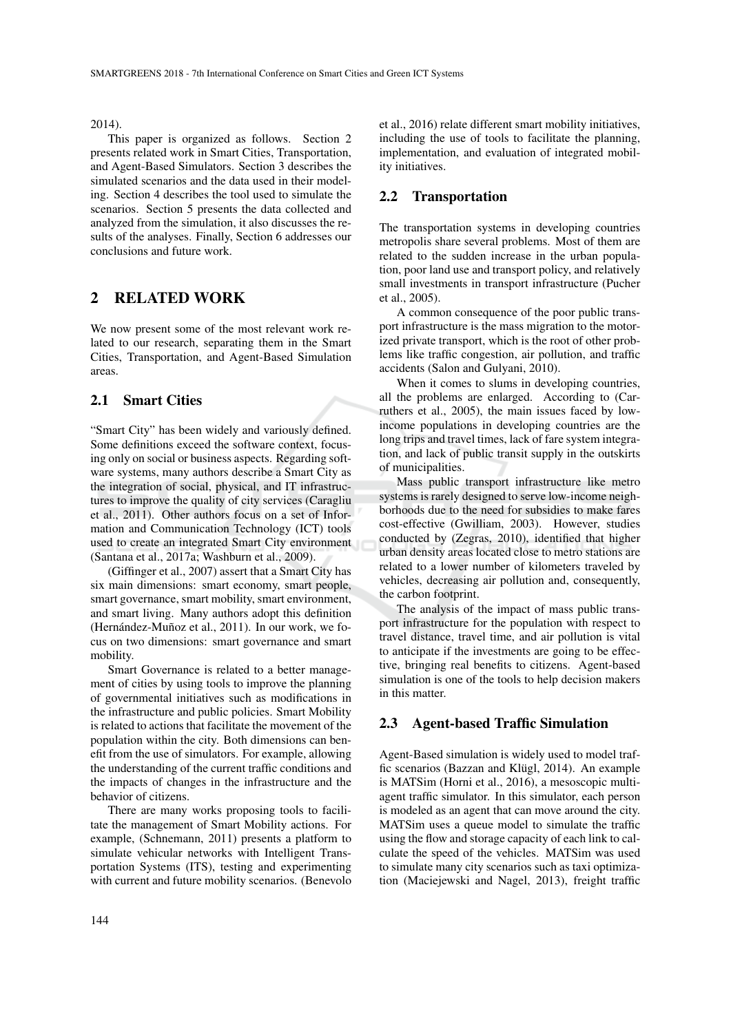2014).

This paper is organized as follows. Section 2 presents related work in Smart Cities, Transportation, and Agent-Based Simulators. Section 3 describes the simulated scenarios and the data used in their modeling. Section 4 describes the tool used to simulate the scenarios. Section 5 presents the data collected and analyzed from the simulation, it also discusses the results of the analyses. Finally, Section 6 addresses our conclusions and future work.

## 2 RELATED WORK

We now present some of the most relevant work related to our research, separating them in the Smart Cities, Transportation, and Agent-Based Simulation areas.

### 2.1 Smart Cities

"Smart City" has been widely and variously defined. Some definitions exceed the software context, focusing only on social or business aspects. Regarding software systems, many authors describe a Smart City as the integration of social, physical, and IT infrastructures to improve the quality of city services (Caragliu et al., 2011). Other authors focus on a set of Information and Communication Technology (ICT) tools used to create an integrated Smart City environment (Santana et al., 2017a; Washburn et al., 2009).

(Giffinger et al., 2007) assert that a Smart City has six main dimensions: smart economy, smart people, smart governance, smart mobility, smart environment, and smart living. Many authors adopt this definition (Hernández-Muñoz et al., 2011). In our work, we focus on two dimensions: smart governance and smart mobility.

Smart Governance is related to a better management of cities by using tools to improve the planning of governmental initiatives such as modifications in the infrastructure and public policies. Smart Mobility is related to actions that facilitate the movement of the population within the city. Both dimensions can benefit from the use of simulators. For example, allowing the understanding of the current traffic conditions and the impacts of changes in the infrastructure and the behavior of citizens.

There are many works proposing tools to facilitate the management of Smart Mobility actions. For example, (Schnemann, 2011) presents a platform to simulate vehicular networks with Intelligent Transportation Systems (ITS), testing and experimenting with current and future mobility scenarios. (Benevolo et al., 2016) relate different smart mobility initiatives, including the use of tools to facilitate the planning, implementation, and evaluation of integrated mobility initiatives.

### 2.2 Transportation

The transportation systems in developing countries metropolis share several problems. Most of them are related to the sudden increase in the urban population, poor land use and transport policy, and relatively small investments in transport infrastructure (Pucher et al., 2005).

A common consequence of the poor public transport infrastructure is the mass migration to the motorized private transport, which is the root of other problems like traffic congestion, air pollution, and traffic accidents (Salon and Gulyani, 2010).

When it comes to slums in developing countries, all the problems are enlarged. According to (Carruthers et al., 2005), the main issues faced by low-income populations in developing countries are the long trips and travel times, lack of fare system integration, and lack of public transit supply in the outskirts of municipalities.

Mass public transport infrastructure like metro systems is rarely designed to serve low-income neighborhoods due to the need for subsidies to make fares cost-effective (Gwilliam, 2003). However, studies conducted by (Zegras, 2010), identified that higher urban density areas located close to metro stations are related to a lower number of kilometers traveled by vehicles, decreasing air pollution and, consequently, the carbon footprint.

The analysis of the impact of mass public transport infrastructure for the population with respect to travel distance, travel time, and air pollution is vital to anticipate if the investments are going to be effective, bringing real benefits to citizens. Agent-based simulation is one of the tools to help decision makers in this matter.

### 2.3 Agent-based Traffic Simulation

Agent-Based simulation is widely used to model traffic scenarios (Bazzan and Klügl, 2014). An example is MATSim (Horni et al., 2016), a mesoscopic multi-agent traffic simulator. In this simulator, each person is modeled as an agent that can move around the city. MATSim uses a queue model to simulate the traffic using the flow and storage capacity of each link to calculate the speed of the vehicles. MATSim was used to simulate many city scenarios such as taxi optimization (Maciejewski and Nagel, 2013), freight traffic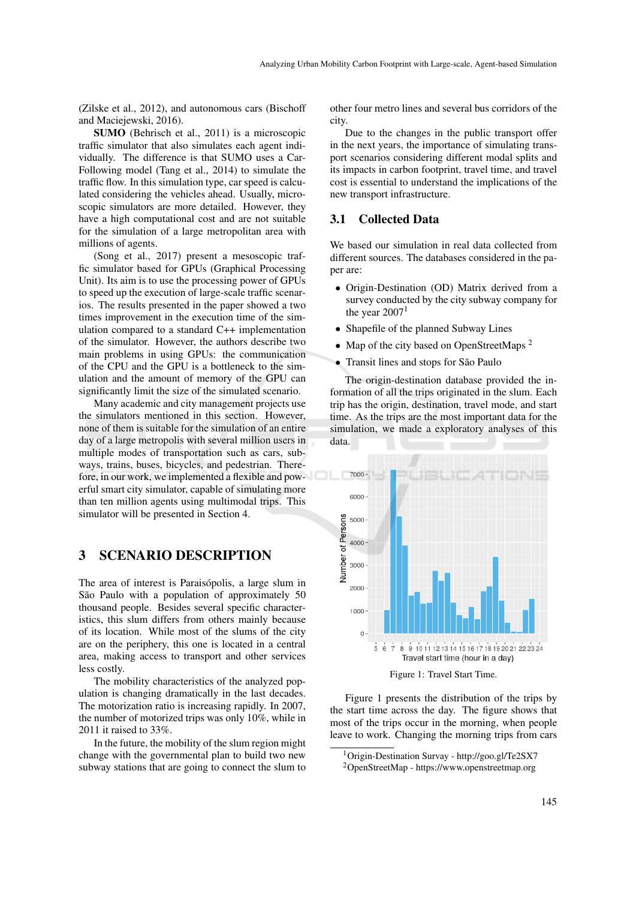(Zilske et al., 2012), and autonomous cars (Bischoff and Maciejewski, 2016).

**SUMO** (Behrisch et al., 2011) is a microscopic traffic simulator that also simulates each agent individually. The difference is that SUMO uses a Car-Following model (Tang et al., 2014) to simulate the traffic flow. In this simulation type, car speed is calculated considering the vehicles ahead. Usually, microscopic simulators are more detailed. However, they have a high computational cost and are not suitable for the simulation of a large metropolitan area with millions of agents.

(Song et al., 2017) present a mesoscopic traffic simulator based for GPUs (Graphical Processing Unit). Its aim is to use the processing power of GPUs to speed up the execution of large-scale traffic scenarios. The results presented in the paper showed a two times improvement in the execution time of the simulation compared to a standard C++ implementation of the simulator. However, the authors describe two main problems in using GPUs: the communication of the CPU and the GPU is a bottleneck to the simulation and the amount of memory of the GPU can significantly limit the size of the simulated scenario.

Many academic and city management projects use the simulators mentioned in this section. However, none of them is suitable for the simulation of an entire day of a large metropolis with several million users in multiple modes of transportation such as cars, subways, trains, buses, bicycles, and pedestrian. Therefore, in our work, we implemented a flexible and powerful smart city simulator, capable of simulating more than ten million agents using multimodal trips. This simulator will be presented in Section 4.

# 3 SCENARIO DESCRIPTION

The area of interest is Paraisópolis, a large slum in São Paulo with a population of approximately 50 thousand people. Besides several specific characteristics, this slum differs from others mainly because of its location. While most of the slums of the city are on the periphery, this one is located in a central area, making access to transport and other services less costly.

The mobility characteristics of the analyzed population is changing dramatically in the last decades. The motorization ratio is increasing rapidly. In 2007, the number of motorized trips was only 10%, while in 2011 it raised to 33%.

In the future, the mobility of the slum region might change with the governmental plan to build two new subway stations that are going to connect the slum to other four metro lines and several bus corridors of the city.

Due to the changes in the public transport offer in the next years, the importance of simulating transport scenarios considering different modal splits and its impacts in carbon footprint, travel time, and travel cost is essential to understand the implications of the new transport infrastructure.

## 3.1 Collected Data

We based our simulation in real data collected from different sources. The databases considered in the paper are:

- Origin-Destination (OD) Matrix derived from a survey conducted by the city subway company for the year 2007[1]
- Shapefile of the planned Subway Lines
- Map of the city based on OpenStreetMaps [2]
- Transit lines and stops for São Paulo

The origin-destination database provided the information of all the trips originated in the slum. Each trip has the origin, destination, travel mode, and start time. As the trips are the most important data for the simulation, we made a exploratory analyses of this data.

7000
6000
5000
4000
3000
2000
1000
0
Number of Persons
5 6 7 8 9 10 11 12 13 14 15 16 17 18 19 20 21 22 23 24
Travel start time (hour in a day)

Figure 1: Travel Start Time.

Figure 1 presents the distribution of the trips by the start time across the day. The figure shows that most of the trips occur in the morning, when people leave to work. Changing the morning trips from cars

[1] Origin-Destination Survey - http://goo.gl/Te2SX7
[2] OpenStreetMap - https://www.openstreetmap.org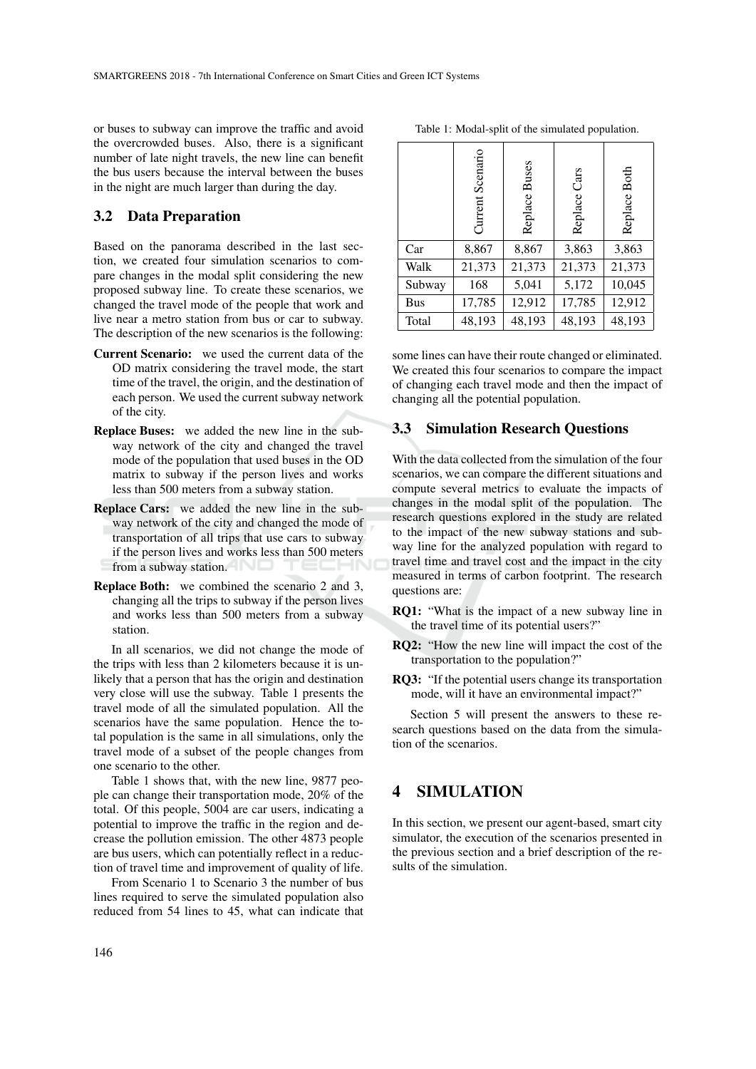or buses to subway can improve the traffic and avoid the overcrowded buses. Also, there is a significant number of late night travels, the new line can benefit the bus users because the interval between the buses in the night are much larger than during the day.

### 3.2 Data Preparation

Based on the panorama described in the last section, we created four simulation scenarios to compare changes in the modal split considering the new proposed subway line. To create these scenarios, we changed the travel mode of the people that work and live near a metro station from bus or car to subway. The description of the new scenarios is the following:

**Current Scenario:** we used the current data of the OD matrix considering the travel mode, the start time of the travel, the origin, and the destination of each person. We used the current subway network of the city.

**Replace Buses:** we added the new line in the subway network of the city and changed the travel mode of the population that used buses in the OD matrix to subway if the person lives and works less than 500 meters from a subway station.

**Replace Cars:** we added the new line in the subway network of the city and changed the mode of transportation of all trips that use cars to subway if the person lives and works less than 500 meters from a subway station.

**Replace Both:** we combined the scenario 2 and 3, changing all the trips to subway if the person lives and works less than 500 meters from a subway station.

In all scenarios, we did not change the mode of the trips with less than 2 kilometers because it is unlikely that a person that has the origin and destination very close will use the subway. Table 1 presents the travel mode of all the simulated population. All the scenarios have the same population. Hence the total population is the same in all simulations, only the travel mode of a subset of the people changes from one scenario to the other.

Table 1 shows that, with the new line, 9877 people can change their transportation mode, 20% of the total. Of this people, 5004 are car users, indicating a potential to improve the traffic in the region and decrease the pollution emission. The other 4873 people are bus users, which can potentially reflect in a reduction of travel time and improvement of quality of life.

From Scenario 1 to Scenario 3 the number of bus lines required to serve the simulated population also reduced from 54 lines to 45, what can indicate that some lines can have their route changed or eliminated. We created this four scenarios to compare the impact of changing each travel mode and then the impact of changing all the potential population.

Table 1: Modal-split of the simulated population.

| | Current Scenario | Replace Buses | Replace Cars | Replace Both |
|---|---|---|---|---|
| Car | 8,867 | 8,867 | 3,863 | 3,863 |
| Walk | 21,373 | 21,373 | 21,373 | 21,373 |
| Subway | 168 | 5,041 | 5,172 | 10,045 |
| Bus | 17,785 | 12,912 | 17,785 | 12,912 |
| Total | 48,193 | 48,193 | 48,193 | 48,193 |

### 3.3 Simulation Research Questions

With the data collected from the simulation of the four scenarios, we can compare the different situations and compute several metrics to evaluate the impacts of changes in the modal split of the population. The research questions explored in the study are related to the impact of the new subway stations and subway line for the analyzed population with regard to travel time and travel cost and the impact in the city measured in terms of carbon footprint. The research questions are:

**RQ1:** "What is the impact of a new subway line in the travel time of its potential users?"

**RQ2:** "How the new line will impact the cost of the transportation to the population?"

**RQ3:** "If the potential users change its transportation mode, will it have an environmental impact?"

Section 5 will present the answers to these research questions based on the data from the simulation of the scenarios.

## 4 SIMULATION

In this section, we present our agent-based, smart city simulator, the execution of the scenarios presented in the previous section and a brief description of the results of the simulation.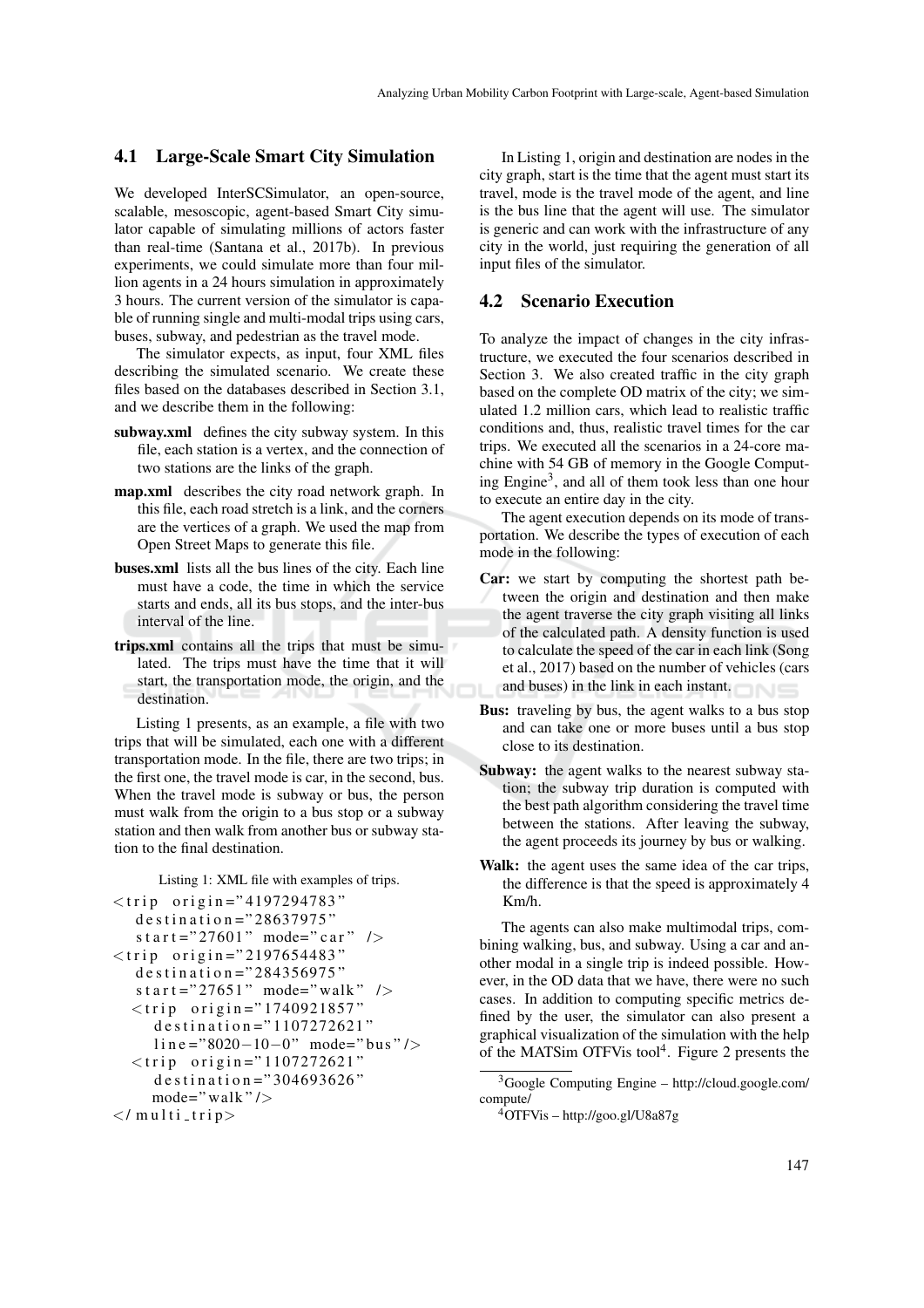## 4.1 Large-Scale Smart City Simulation

We developed InterSCSimulator, an open-source, scalable, mesoscopic, agent-based Smart City simulator capable of simulating millions of actors faster than real-time (Santana et al., 2017b). In previous experiments, we could simulate more than four million agents in a 24 hours simulation in approximately 3 hours. The current version of the simulator is capable of running single and multi-modal trips using cars, buses, subway, and pedestrian as the travel mode.

The simulator expects, as input, four XML files describing the simulated scenario. We create these files based on the databases described in Section 3.1, and we describe them in the following:

**subway.xml** defines the city subway system. In this file, each station is a vertex, and the connection of two stations are the links of the graph.

**map.xml** describes the city road network graph. In this file, each road stretch is a link, and the corners are the vertices of a graph. We used the map from Open Street Maps to generate this file.

**buses.xml** lists all the bus lines of the city. Each line must have a code, the time in which the service starts and ends, all its bus stops, and the inter-bus interval of the line.

**trips.xml** contains all the trips that must be simulated. The trips must have the time that it will start, the transportation mode, the origin, and the destination.

Listing 1 presents, as an example, a file with two trips that will be simulated, each one with a different transportation mode. In the file, there are two trips; in the first one, the travel mode is car, in the second, bus. When the travel mode is subway or bus, the person must walk from the origin to a bus stop or a subway station and then walk from another bus or subway station to the final destination.

Listing 1: XML file with examples of trips.

```
<trip origin="4197294783"
   destination="28637975"
   start="27601" mode="car" />
<trip origin="2197654483"
   destination="284356975"
   start="27651" mode="walk" />
  <trip origin="1740921857"
     destination="1107272621"
     line="8020-10-0" mode="bus"/>
  <trip origin="1107272621"
     destination="304693626"
     mode="walk"/>
</multi_trip>
```

In Listing 1, origin and destination are nodes in the city graph, start is the time that the agent must start its travel, mode is the travel mode of the agent, and line is the bus line that the agent will use. The simulator is generic and can work with the infrastructure of any city in the world, just requiring the generation of all input files of the simulator.

## 4.2 Scenario Execution

To analyze the impact of changes in the city infrastructure, we executed the four scenarios described in Section 3. We also created traffic in the city graph based on the complete OD matrix of the city; we simulated 1.2 million cars, which lead to realistic traffic conditions and, thus, realistic travel times for the car trips. We executed all the scenarios in a 24-core machine with 54 GB of memory in the Google Computing Engine[3], and all of them took less than one hour to execute an entire day in the city.

The agent execution depends on its mode of transportation. We describe the types of execution of each mode in the following:

**Car:** we start by computing the shortest path between the origin and destination and then make the agent traverse the city graph visiting all links of the calculated path. A density function is used to calculate the speed of the car in each link (Song et al., 2017) based on the number of vehicles (cars and buses) in the link in each instant.

**Bus:** traveling by bus, the agent walks to a bus stop and can take one or more buses until a bus stop close to its destination.

**Subway:** the agent walks to the nearest subway station; the subway trip duration is computed with the best path algorithm considering the travel time between the stations. After leaving the subway, the agent proceeds its journey by bus or walking.

**Walk:** the agent uses the same idea of the car trips, the difference is that the speed is approximately 4 Km/h.

The agents can also make multimodal trips, combining walking, bus, and subway. Using a car and another modal in a single trip is indeed possible. However, in the OD data that we have, there were no such cases. In addition to computing specific metrics defined by the user, the simulator can also present a graphical visualization of the simulation with the help of the MATSim OTFVis tool[4]. Figure 2 presents the

[3] Google Computing Engine – http://cloud.google.com/compute/

[4] OTFVis – http://goo.gl/U8a87g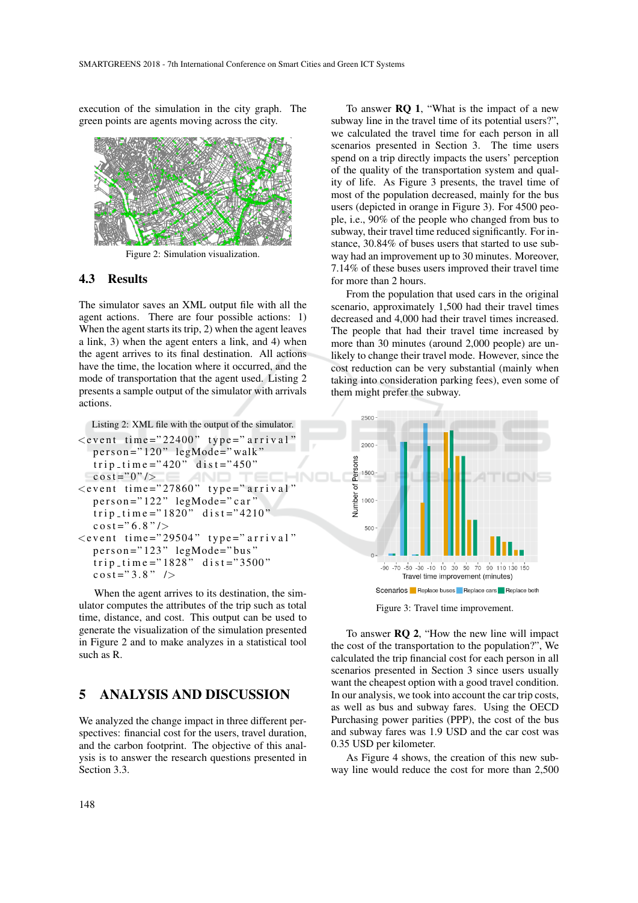execution of the simulation in the city graph. The green points are agents moving across the city.

Figure 2: Simulation visualization.

### 4.3 Results

The simulator saves an XML output file with all the agent actions. There are four possible actions: 1) When the agent starts its trip, 2) when the agent leaves a link, 3) when the agent enters a link, and 4) when the agent arrives to its final destination. All actions have the time, the location where it occurred, and the mode of transportation that the agent used. Listing 2 presents a sample output of the simulator with arrivals actions.

Listing 2: XML file with the output of the simulator.

```
<event time="22400" type="arrival"
  person="120" legMode="walk"
  trip_time="420" dist="450"
  cost="0"/>
<event time="27860" type="arrival"
  person="122" legMode="car"
  trip_time="1820" dist="4210"
  cost="6.8"/>
<event time="29504" type="arrival"
  person="123" legMode="bus"
  trip_time="1828" dist="3500"
  cost="3.8" />
```

When the agent arrives to its destination, the simulator computes the attributes of the trip such as total time, distance, and cost. This output can be used to generate the visualization of the simulation presented in Figure 2 and to make analyzes in a statistical tool such as R.

## 5 ANALYSIS AND DISCUSSION

We analyzed the change impact in three different perspectives: financial cost for the users, travel duration, and the carbon footprint. The objective of this analysis is to answer the research questions presented in Section 3.3.

To answer **RQ 1**, "What is the impact of a new subway line in the travel time of its potential users?", we calculated the travel time for each person in all scenarios presented in Section 3. The time users spend on a trip directly impacts the users' perception of the quality of the transportation system and quality of life. As Figure 3 presents, the travel time of most of the population decreased, mainly for the bus users (depicted in orange in Figure 3). For 4500 people, i.e., 90% of the people who changed from bus to subway, their travel time reduced significantly. For instance, 30.84% of buses users that started to use subway had an improvement up to 30 minutes. Moreover, 7.14% of these buses users improved their travel time for more than 2 hours.

From the population that used cars in the original scenario, approximately 1,500 had their travel times decreased and 4,000 had their travel times increased. The people that had their travel time increased by more than 30 minutes (around 2,000 people) are unlikely to change their travel mode. However, since the cost reduction can be very substantial (mainly when taking into consideration parking fees), even some of them might prefer the subway.

2500
2000
1500
1000
500
0
Number of Persons
-90 -70 -50 -30 -10 10 30 50 70 90 110 130 150
Travel time improvement (minutes)
Scenarios Replace buses Replace cars Replace both

Figure 3: Travel time improvement.

To answer **RQ 2**, "How the new line will impact the cost of the transportation to the population?", We calculated the trip financial cost for each person in all scenarios presented in Section 3 since users usually want the cheapest option with a good travel condition. In our analysis, we took into account the car trip costs, as well as bus and subway fares. Using the OECD Purchasing power parities (PPP), the cost of the bus and subway fares was 1.9 USD and the car cost was 0.35 USD per kilometer.

As Figure 4 shows, the creation of this new subway line would reduce the cost for more than 2,500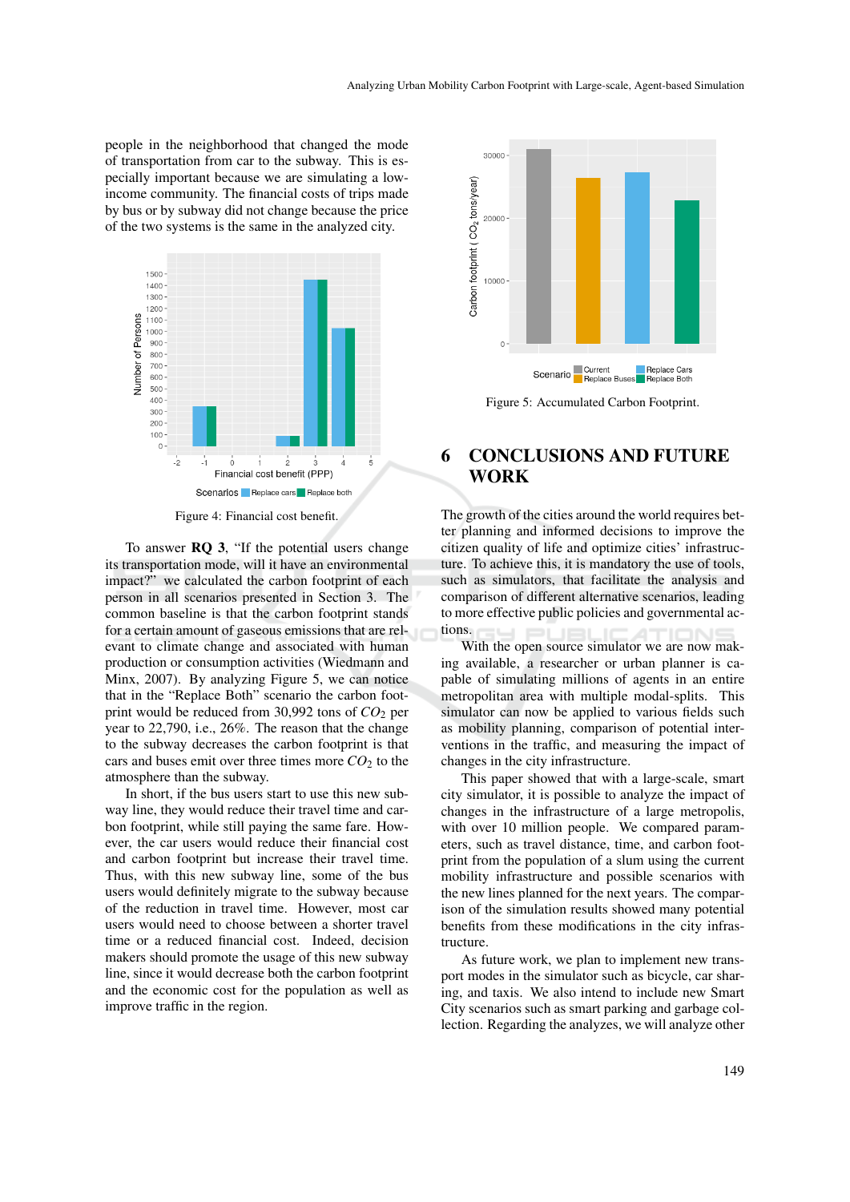people in the neighborhood that changed the mode of transportation from car to the subway. This is especially important because we are simulating a low-income community. The financial costs of trips made by bus or by subway did not change because the price of the two systems is the same in the analyzed city.

1500
1400
1300
1200
1100
1000
900
800
700
600
500
400
300
200
100
0

Number of Persons

-2 -1 0 1 2 3 4 5

Financial cost benefit (PPP)

Scenarios Replace cars Replace both

Figure 4: Financial cost benefit.

To answer **RQ 3**, "If the potential users change its transportation mode, will it have an environmental impact?" we calculated the carbon footprint of each person in all scenarios presented in Section 3. The common baseline is that the carbon footprint stands for a certain amount of gaseous emissions that are relevant to climate change and associated with human production or consumption activities (Wiedmann and Minx, 2007). By analyzing Figure 5, we can notice that in the "Replace Both" scenario the carbon footprint would be reduced from 30,992 tons of $CO_2$ per year to 22,790, i.e., 26%. The reason that the change to the subway decreases the carbon footprint is that cars and buses emit over three times more $CO_2$ to the atmosphere than the subway.

In short, if the bus users start to use this new subway line, they would reduce their travel time and carbon footprint, while still paying the same fare. However, the car users would reduce their financial cost and carbon footprint but increase their travel time. Thus, with this new subway line, some of the bus users would definitely migrate to the subway because of the reduction in travel time. However, most car users would need to choose between a shorter travel time or a reduced financial cost. Indeed, decision makers should promote the usage of this new subway line, since it would decrease both the carbon footprint and the economic cost for the population as well as improve traffic in the region.

30000
20000
10000
0

Carbon footprint ( $CO_2$ tons/year)

Scenario Current Replace Buses Replace Cars Replace Both

Figure 5: Accumulated Carbon Footprint.

## 6 CONCLUSIONS AND FUTURE WORK

The growth of the cities around the world requires better planning and informed decisions to improve the citizen quality of life and optimize cities' infrastructure. To achieve this, it is mandatory the use of tools, such as simulators, that facilitate the analysis and comparison of different alternative scenarios, leading to more effective public policies and governmental actions.

With the open source simulator we are now making available, a researcher or urban planner is capable of simulating millions of agents in an entire metropolitan area with multiple modal-splits. This simulator can now be applied to various fields such as mobility planning, comparison of potential interventions in the traffic, and measuring the impact of changes in the city infrastructure.

This paper showed that with a large-scale, smart city simulator, it is possible to analyze the impact of changes in the infrastructure of a large metropolis, with over 10 million people. We compared parameters, such as travel distance, time, and carbon footprint from the population of a slum using the current mobility infrastructure and possible scenarios with the new lines planned for the next years. The comparison of the simulation results showed many potential benefits from these modifications in the city infrastructure.

As future work, we plan to implement new transport modes in the simulator such as bicycle, car sharing, and taxis. We also intend to include new Smart City scenarios such as smart parking and garbage collection. Regarding the analyzes, we will analyze other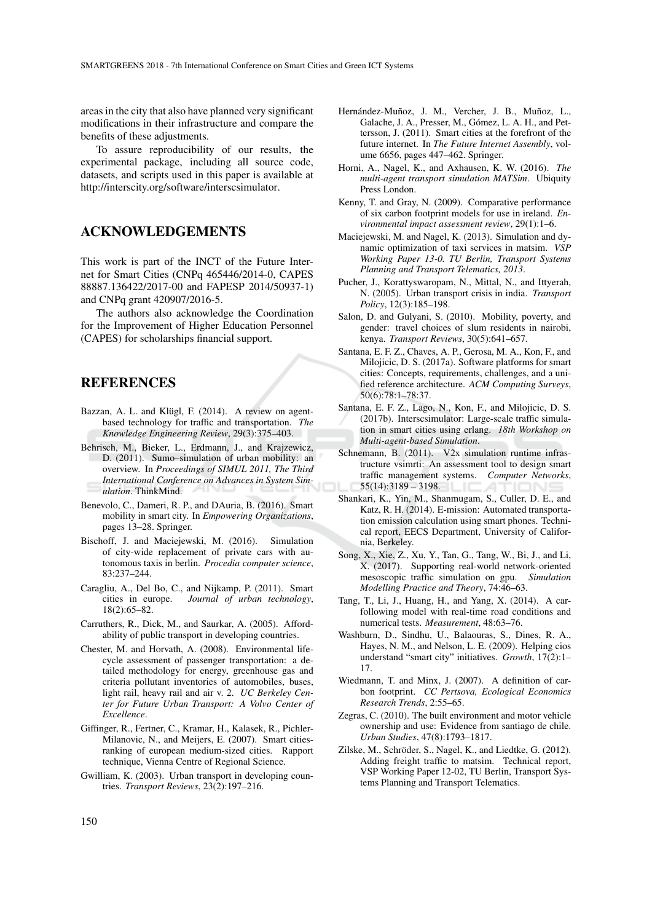areas in the city that also have planned very significant modifications in their infrastructure and compare the benefits of these adjustments.

To assure reproducibility of our results, the experimental package, including all source code, datasets, and scripts used in this paper is available at http://interscity.org/software/interscsimulator.

## ACKNOWLEDGEMENTS

This work is part of the INCT of the Future Internet for Smart Cities (CNPq 465446/2014-0, CAPES 88887.136422/2017-00 and FAPESP 2014/50937-1) and CNPq grant 420907/2016-5.

The authors also acknowledge the Coordination for the Improvement of Higher Education Personnel (CAPES) for scholarships financial support.

## REFERENCES

Bazzan, A. L. and Klügl, F. (2014). A review on agent-based technology for traffic and transportation. *The Knowledge Engineering Review*, 29(3):375–403.

Behrisch, M., Bieker, L., Erdmann, J., and Krajzewicz, D. (2011). Sumo–simulation of urban mobility: an overview. In *Proceedings of SIMUL 2011, The Third International Conference on Advances in System Simulation*. ThinkMind.

Benevolo, C., Dameri, R. P., and DAuria, B. (2016). Smart mobility in smart city. In *Empowering Organizations*, pages 13–28. Springer.

Bischoff, J. and Maciejewski, M. (2016). Simulation of city-wide replacement of private cars with autonomous taxis in berlin. *Procedia computer science*, 83:237–244.

Caragliu, A., Del Bo, C., and Nijkamp, P. (2011). Smart cities in europe. *Journal of urban technology*, 18(2):65–82.

Carruthers, R., Dick, M., and Saurkar, A. (2005). Affordability of public transport in developing countries.

Chester, M. and Horvath, A. (2008). Environmental life-cycle assessment of passenger transportation: a detailed methodology for energy, greenhouse gas and criteria pollutant inventories of automobiles, buses, light rail, heavy rail and air v. 2. *UC Berkeley Center for Future Urban Transport: A Volvo Center of Excellence*.

Giffinger, R., Fertner, C., Kramar, H., Kalasek, R., Pichler-Milanovic, N., and Meijers, E. (2007). Smart cities-ranking of european medium-sized cities. Rapport technique, Vienna Centre of Regional Science.

Gwilliam, K. (2003). Urban transport in developing countries. *Transport Reviews*, 23(2):197–216.

Hernández-Muñoz, J. M., Vercher, J. B., Muñoz, L., Galache, J. A., Presser, M., Gómez, L. A. H., and Pettersson, J. (2011). Smart cities at the forefront of the future internet. In *The Future Internet Assembly*, volume 6656, pages 447–462. Springer.

Horni, A., Nagel, K., and Axhausen, K. W. (2016). *The multi-agent transport simulation MATSim*. Ubiquity Press London.

Kenny, T. and Gray, N. (2009). Comparative performance of six carbon footprint models for use in ireland. *Environmental impact assessment review*, 29(1):1–6.

Maciejewski, M. and Nagel, K. (2013). Simulation and dynamic optimization of taxi services in matsim. *VSP Working Paper 13-0. TU Berlin, Transport Systems Planning and Transport Telematics, 2013*.

Pucher, J., Korattyswaropam, N., Mittal, N., and Ittyerah, N. (2005). Urban transport crisis in india. *Transport Policy*, 12(3):185–198.

Salon, D. and Gulyani, S. (2010). Mobility, poverty, and gender: travel choices of slum residents in nairobi, kenya. *Transport Reviews*, 30(5):641–657.

Santana, E. F. Z., Chaves, A. P., Gerosa, M. A., Kon, F., and Milojicic, D. S. (2017a). Software platforms for smart cities: Concepts, requirements, challenges, and a unified reference architecture. *ACM Computing Surveys*, 50(6):78:1–78:37.

Santana, E. F. Z., Lago, N., Kon, F., and Milojicic, D. S. (2017b). Interscsimulator: Large-scale traffic simulation in smart cities using erlang. *18th Workshop on Multi-agent-based Simulation*.

Schnemann, B. (2011). V2x simulation runtime infrastructure vsimrti: An assessment tool to design smart traffic management systems. *Computer Networks*, 55(14):3189 – 3198.

Shankari, K., Yin, M., Shanmugam, S., Culler, D. E., and Katz, R. H. (2014). E-mission: Automated transportation emission calculation using smart phones. Technical report, EECS Department, University of California, Berkeley.

Song, X., Xie, Z., Xu, Y., Tan, G., Tang, W., Bi, J., and Li, X. (2017). Supporting real-world network-oriented mesoscopic traffic simulation on gpu. *Simulation Modelling Practice and Theory*, 74:46–63.

Tang, T., Li, J., Huang, H., and Yang, X. (2014). A car-following model with real-time road conditions and numerical tests. *Measurement*, 48:63–76.

Washburn, D., Sindhu, U., Balaouras, S., Dines, R. A., Hayes, N. M., and Nelson, L. E. (2009). Helping cios understand "smart city" initiatives. *Growth*, 17(2):1–17.

Wiedmann, T. and Minx, J. (2007). A definition of carbon footprint. *CC Pertsova, Ecological Economics Research Trends*, 2:55–65.

Zegras, C. (2010). The built environment and motor vehicle ownership and use: Evidence from santiago de chile. *Urban Studies*, 47(8):1793–1817.

Zilske, M., Schröder, S., Nagel, K., and Liedtke, G. (2012). Adding freight traffic to matsim. Technical report, VSP Working Paper 12-02, TU Berlin, Transport Systems Planning and Transport Telematics.